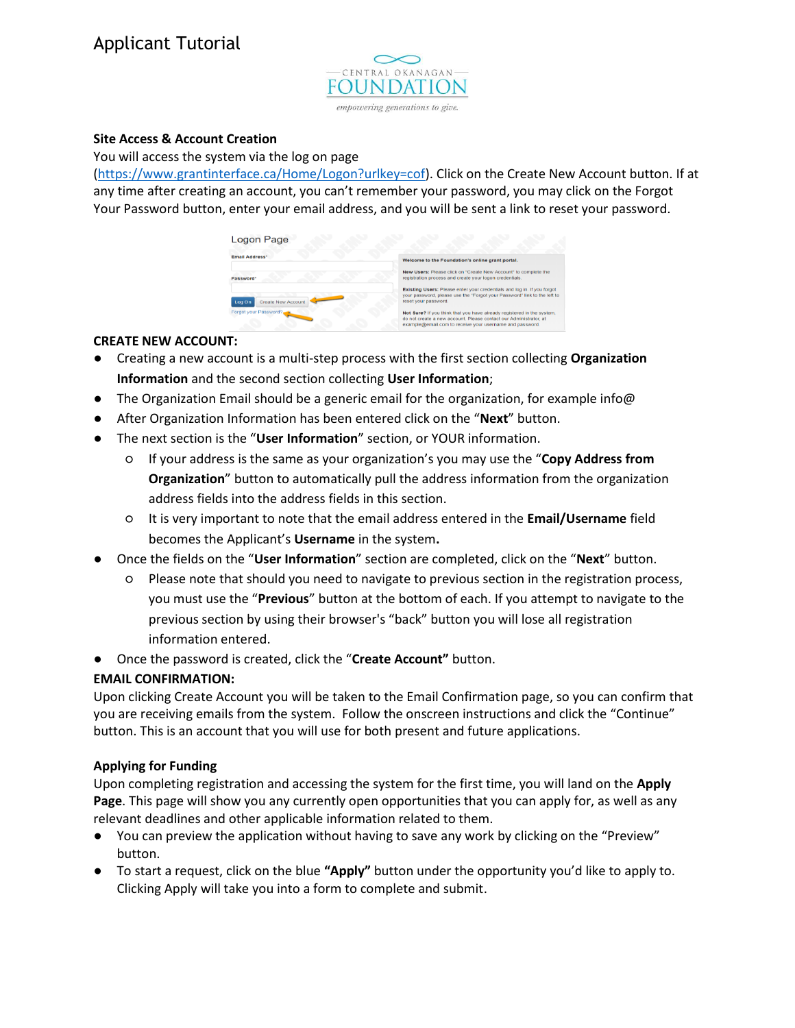# Applicant Tutorial

CENTRAL OKANAGAN FOUNDATION
*empowering generations to give.*

**Site Access & Account Creation**

You will access the system via the log on page (https://www.grantinterface.ca/Home/Logon?urlkey=cof). Click on the Create New Account button. If at any time after creating an account, you can't remember your password, you may click on the Forgot Your Password button, enter your email address, and you will be sent a link to reset your password.

**CREATE NEW ACCOUNT:**

- Creating a new account is a multi-step process with the first section collecting **Organization Information** and the second section collecting **User Information**;
- The Organization Email should be a generic email for the organization, for example info@
- After Organization Information has been entered click on the "**Next**" button.
- The next section is the "**User Information**" section, or YOUR information.
  - If your address is the same as your organization's you may use the "**Copy Address from Organization**" button to automatically pull the address information from the organization address fields into the address fields in this section.
  - It is very important to note that the email address entered in the **Email/Username** field becomes the Applicant's **Username** in the system**.**
- Once the fields on the "**User Information**" section are completed, click on the "**Next**" button.
  - Please note that should you need to navigate to previous section in the registration process, you must use the "**Previous**" button at the bottom of each. If you attempt to navigate to the previous section by using their browser's "back" button you will lose all registration information entered.
- Once the password is created, click the "**Create Account"** button.

**EMAIL CONFIRMATION:**

Upon clicking Create Account you will be taken to the Email Confirmation page, so you can confirm that you are receiving emails from the system. Follow the onscreen instructions and click the "Continue" button. This is an account that you will use for both present and future applications.

**Applying for Funding**

Upon completing registration and accessing the system for the first time, you will land on the **Apply Page**. This page will show you any currently open opportunities that you can apply for, as well as any relevant deadlines and other applicable information related to them.

- You can preview the application without having to save any work by clicking on the "Preview" button.
- To start a request, click on the blue **"Apply"** button under the opportunity you'd like to apply to. Clicking Apply will take you into a form to complete and submit.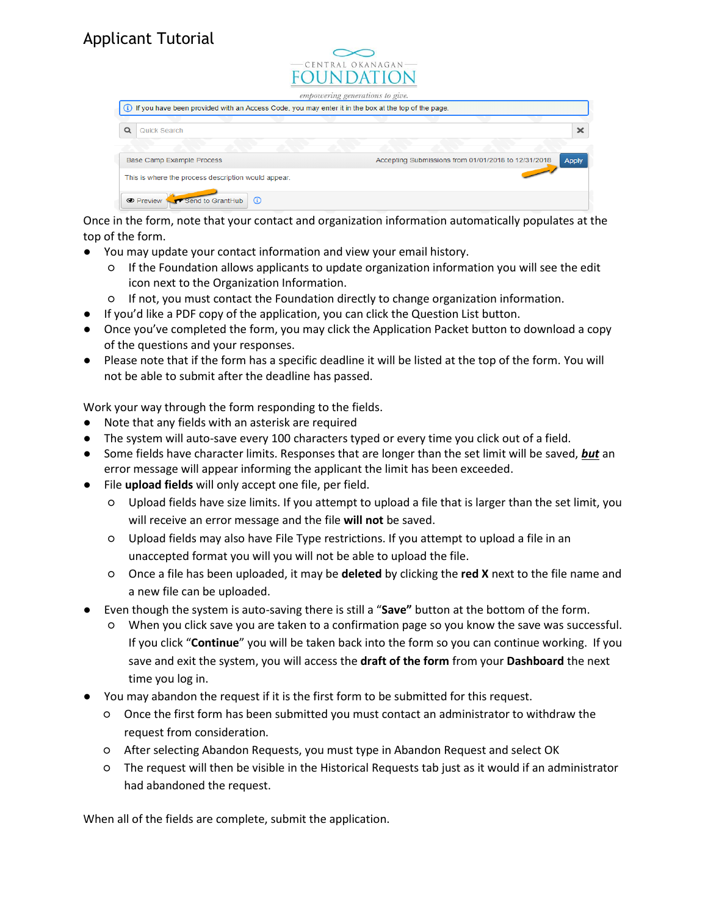# Applicant Tutorial

Once in the form, note that your contact and organization information automatically populates at the top of the form.

- You may update your contact information and view your email history.
  - If the Foundation allows applicants to update organization information you will see the edit icon next to the Organization Information.
  - If not, you must contact the Foundation directly to change organization information.
- If you'd like a PDF copy of the application, you can click the Question List button.
- Once you've completed the form, you may click the Application Packet button to download a copy of the questions and your responses.
- Please note that if the form has a specific deadline it will be listed at the top of the form. You will not be able to submit after the deadline has passed.

Work your way through the form responding to the fields.

- Note that any fields with an asterisk are required
- The system will auto-save every 100 characters typed or every time you click out of a field.
- Some fields have character limits. Responses that are longer than the set limit will be saved, ***but*** an error message will appear informing the applicant the limit has been exceeded.
- File **upload fields** will only accept one file, per field.
  - Upload fields have size limits. If you attempt to upload a file that is larger than the set limit, you will receive an error message and the file **will not** be saved.
  - Upload fields may also have File Type restrictions. If you attempt to upload a file in an unaccepted format you will you will not be able to upload the file.
  - Once a file has been uploaded, it may be **deleted** by clicking the **red X** next to the file name and a new file can be uploaded.
- Even though the system is auto-saving there is still a "**Save"** button at the bottom of the form.
  - When you click save you are taken to a confirmation page so you know the save was successful. If you click "**Continue**" you will be taken back into the form so you can continue working. If you save and exit the system, you will access the **draft of the form** from your **Dashboard** the next time you log in.
- You may abandon the request if it is the first form to be submitted for this request.
  - Once the first form has been submitted you must contact an administrator to withdraw the request from consideration.
  - After selecting Abandon Requests, you must type in Abandon Request and select OK
  - The request will then be visible in the Historical Requests tab just as it would if an administrator had abandoned the request.

When all of the fields are complete, submit the application.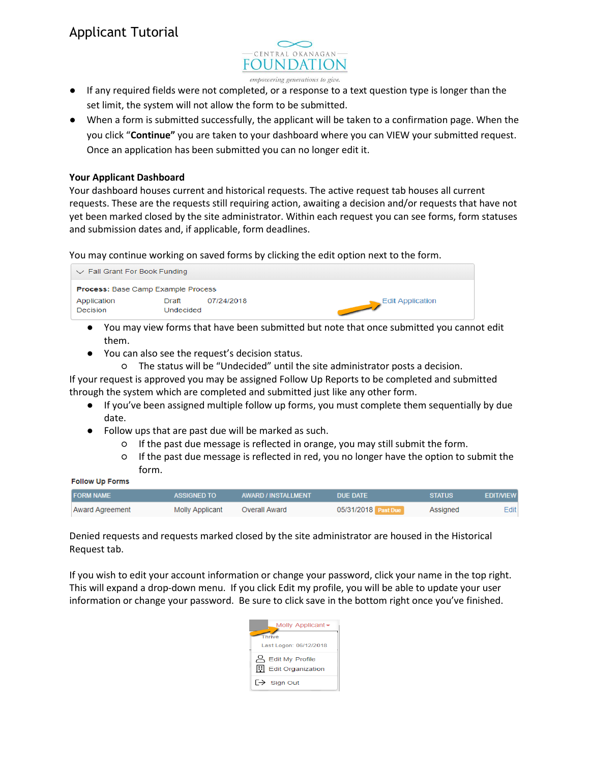- If any required fields were not completed, or a response to a text question type is longer than the set limit, the system will not allow the form to be submitted.
- When a form is submitted successfully, the applicant will be taken to a confirmation page. When the you click "**Continue"** you are taken to your dashboard where you can VIEW your submitted request. Once an application has been submitted you can no longer edit it.

**Your Applicant Dashboard**

Your dashboard houses current and historical requests. The active request tab houses all current requests. These are the requests still requiring action, awaiting a decision and/or requests that have not yet been marked closed by the site administrator. Within each request you can see forms, form statuses and submission dates and, if applicable, form deadlines.

You may continue working on saved forms by clicking the edit option next to the form.

Fall Grant For Book Funding

**Process:** Base Camp Example Process

| | | | |
|---|---|---|---|
| Application | Draft | 07/24/2018 | Edit Application |
| Decision | Undecided | | |

- You may view forms that have been submitted but note that once submitted you cannot edit them.
- You can also see the request's decision status.
  - The status will be "Undecided" until the site administrator posts a decision.

If your request is approved you may be assigned Follow Up Reports to be completed and submitted through the system which are completed and submitted just like any other form.

- If you've been assigned multiple follow up forms, you must complete them sequentially by due date.
- Follow ups that are past due will be marked as such.
  - If the past due message is reflected in orange, you may still submit the form.
  - If the past due message is reflected in red, you no longer have the option to submit the form.

**Follow Up Forms**

| FORM NAME | ASSIGNED TO | AWARD / INSTALLMENT | DUE DATE | STATUS | EDIT/VIEW |
|---|---|---|---|---|---|
| Award Agreement | Molly Applicant | Overall Award | 05/31/2018 Past Due | Assigned | Edit |

Denied requests and requests marked closed by the site administrator are housed in the Historical Request tab.

If you wish to edit your account information or change your password, click your name in the top right. This will expand a drop-down menu. If you click Edit my profile, you will be able to update your user information or change your password. Be sure to click save in the bottom right once you've finished.

Molly Applicant
Thrive
Last Logon: 06/12/2018
Edit My Profile
Edit Organization
Sign Out